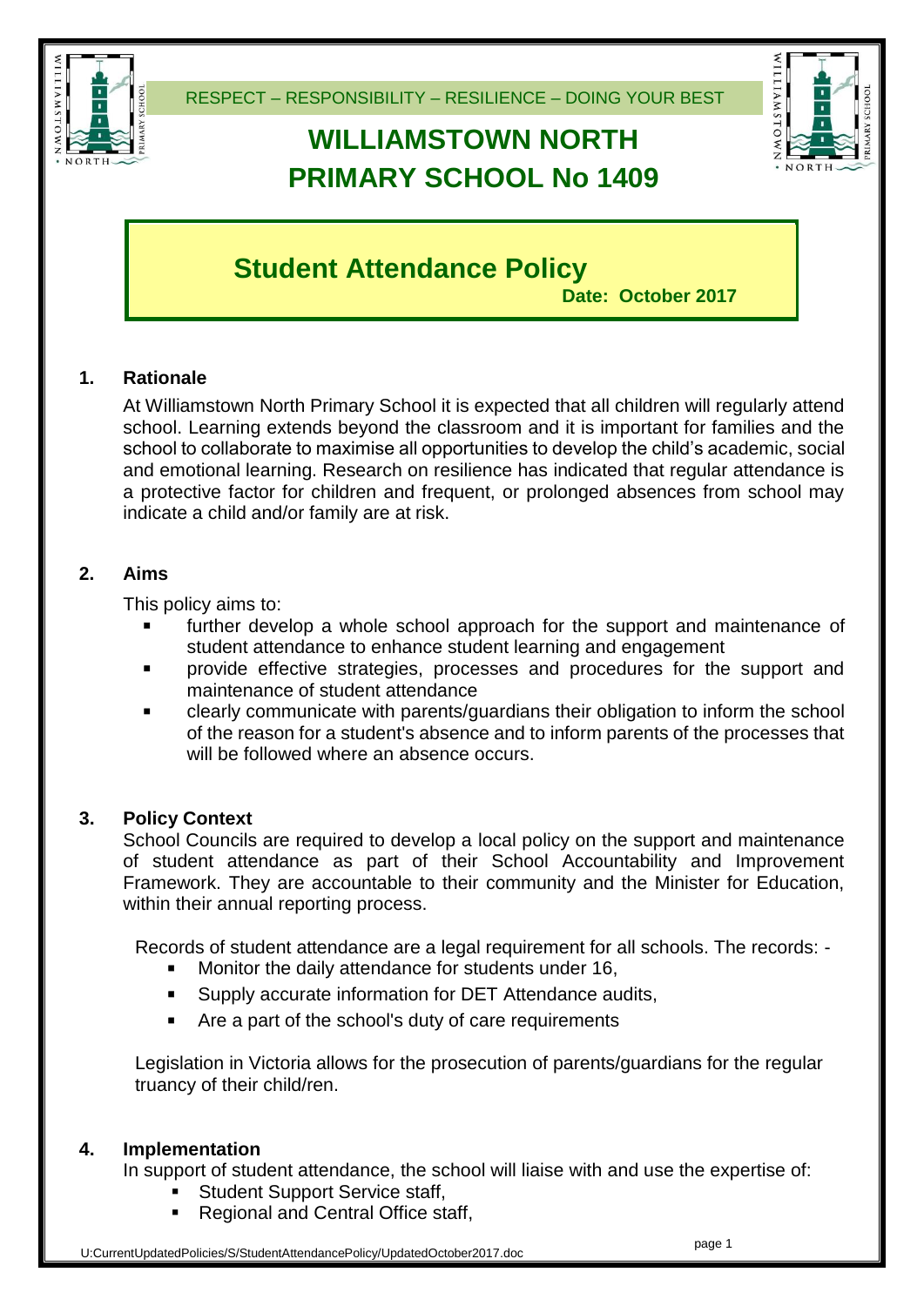RESPECT – RESPONSIBILITY – RESILIENCE – DOING YOUR BEST

# WILLIAMSTOWN NORTH PRIMARY SCHOOL No 1409

## Student Attendance Policy

**Date: October 2017**

### 1. Rationale

At Williamstown North Primary School it is expected that all children will regularly attend school. Learning extends beyond the classroom and it is important for families and the school to collaborate to maximise all opportunities to develop the child's academic, social and emotional learning. Research on resilience has indicated that regular attendance is a protective factor for children and frequent, or prolonged absences from school may indicate a child and/or family are at risk.

### 2. Aims

This policy aims to:

- further develop a whole school approach for the support and maintenance of student attendance to enhance student learning and engagement
- provide effective strategies, processes and procedures for the support and maintenance of student attendance
- clearly communicate with parents/guardians their obligation to inform the school of the reason for a student's absence and to inform parents of the processes that will be followed where an absence occurs.

### 3. Policy Context

School Councils are required to develop a local policy on the support and maintenance of student attendance as part of their School Accountability and Improvement Framework. They are accountable to their community and the Minister for Education, within their annual reporting process.

Records of student attendance are a legal requirement for all schools. The records: -

- Monitor the daily attendance for students under 16,
- Supply accurate information for DET Attendance audits,
- Are a part of the school's duty of care requirements

Legislation in Victoria allows for the prosecution of parents/guardians for the regular truancy of their child/ren.

### 4. Implementation

In support of student attendance, the school will liaise with and use the expertise of:

- Student Support Service staff,
- Regional and Central Office staff,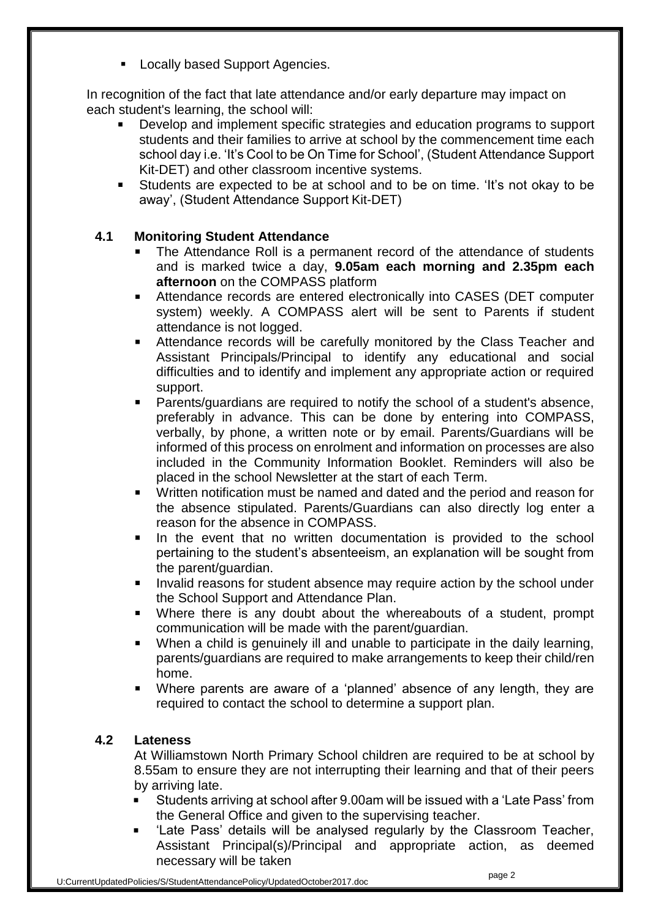- Locally based Support Agencies.

In recognition of the fact that late attendance and/or early departure may impact on each student's learning, the school will:

- Develop and implement specific strategies and education programs to support students and their families to arrive at school by the commencement time each school day i.e. 'It's Cool to be On Time for School', (Student Attendance Support Kit-DET) and other classroom incentive systems.
- Students are expected to be at school and to be on time. 'It's not okay to be away', (Student Attendance Support Kit-DET)

### 4.1 Monitoring Student Attendance

- The Attendance Roll is a permanent record of the attendance of students and is marked twice a day, **9.05am each morning and 2.35pm each afternoon** on the COMPASS platform
- Attendance records are entered electronically into CASES (DET computer system) weekly. A COMPASS alert will be sent to Parents if student attendance is not logged.
- Attendance records will be carefully monitored by the Class Teacher and Assistant Principals/Principal to identify any educational and social difficulties and to identify and implement any appropriate action or required support.
- Parents/guardians are required to notify the school of a student's absence, preferably in advance. This can be done by entering into COMPASS, verbally, by phone, a written note or by email. Parents/Guardians will be informed of this process on enrolment and information on processes are also included in the Community Information Booklet. Reminders will also be placed in the school Newsletter at the start of each Term.
- Written notification must be named and dated and the period and reason for the absence stipulated. Parents/Guardians can also directly log enter a reason for the absence in COMPASS.
- In the event that no written documentation is provided to the school pertaining to the student's absenteeism, an explanation will be sought from the parent/guardian.
- Invalid reasons for student absence may require action by the school under the School Support and Attendance Plan.
- Where there is any doubt about the whereabouts of a student, prompt communication will be made with the parent/guardian.
- When a child is genuinely ill and unable to participate in the daily learning, parents/guardians are required to make arrangements to keep their child/ren home.
- Where parents are aware of a 'planned' absence of any length, they are required to contact the school to determine a support plan.

### 4.2 Lateness

At Williamstown North Primary School children are required to be at school by 8.55am to ensure they are not interrupting their learning and that of their peers by arriving late.

- Students arriving at school after 9.00am will be issued with a 'Late Pass' from the General Office and given to the supervising teacher.
- 'Late Pass' details will be analysed regularly by the Classroom Teacher, Assistant Principal(s)/Principal and appropriate action, as deemed necessary will be taken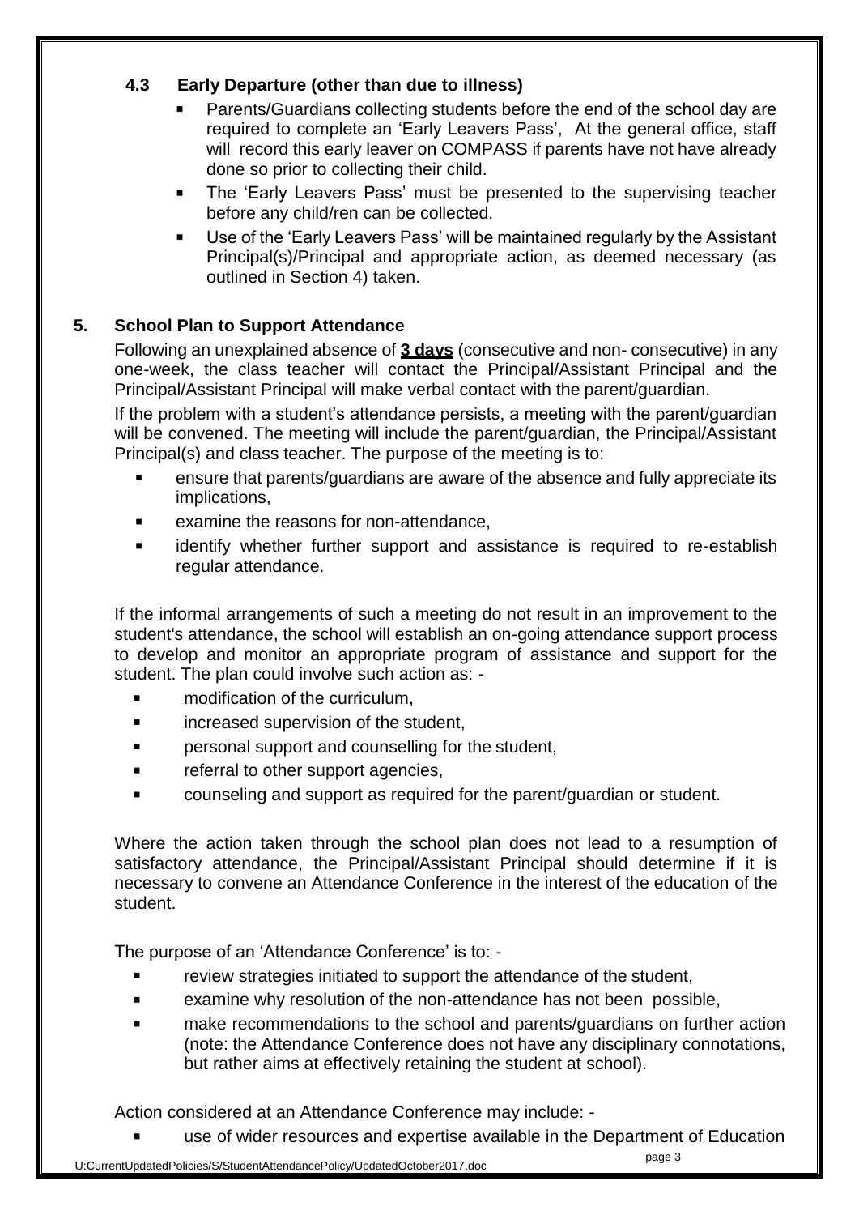### 4.3 Early Departure (other than due to illness)

- Parents/Guardians collecting students before the end of the school day are required to complete an 'Early Leavers Pass', At the general office, staff will record this early leaver on COMPASS if parents have not have already done so prior to collecting their child.
- The 'Early Leavers Pass' must be presented to the supervising teacher before any child/ren can be collected.
- Use of the 'Early Leavers Pass' will be maintained regularly by the Assistant Principal(s)/Principal and appropriate action, as deemed necessary (as outlined in Section 4) taken.

## 5. School Plan to Support Attendance

Following an unexplained absence of **3 days** (consecutive and non- consecutive) in any one-week, the class teacher will contact the Principal/Assistant Principal and the Principal/Assistant Principal will make verbal contact with the parent/guardian.

If the problem with a student's attendance persists, a meeting with the parent/guardian will be convened. The meeting will include the parent/guardian, the Principal/Assistant Principal(s) and class teacher. The purpose of the meeting is to:

- ensure that parents/guardians are aware of the absence and fully appreciate its implications,
- examine the reasons for non-attendance,
- identify whether further support and assistance is required to re-establish regular attendance.

If the informal arrangements of such a meeting do not result in an improvement to the student's attendance, the school will establish an on-going attendance support process to develop and monitor an appropriate program of assistance and support for the student. The plan could involve such action as: -

- modification of the curriculum,
- increased supervision of the student,
- personal support and counselling for the student,
- referral to other support agencies,
- counseling and support as required for the parent/guardian or student.

Where the action taken through the school plan does not lead to a resumption of satisfactory attendance, the Principal/Assistant Principal should determine if it is necessary to convene an Attendance Conference in the interest of the education of the student.

The purpose of an 'Attendance Conference' is to: -

- review strategies initiated to support the attendance of the student,
- examine why resolution of the non-attendance has not been possible,
- make recommendations to the school and parents/guardians on further action (note: the Attendance Conference does not have any disciplinary connotations, but rather aims at effectively retaining the student at school).

Action considered at an Attendance Conference may include: -

- use of wider resources and expertise available in the Department of Education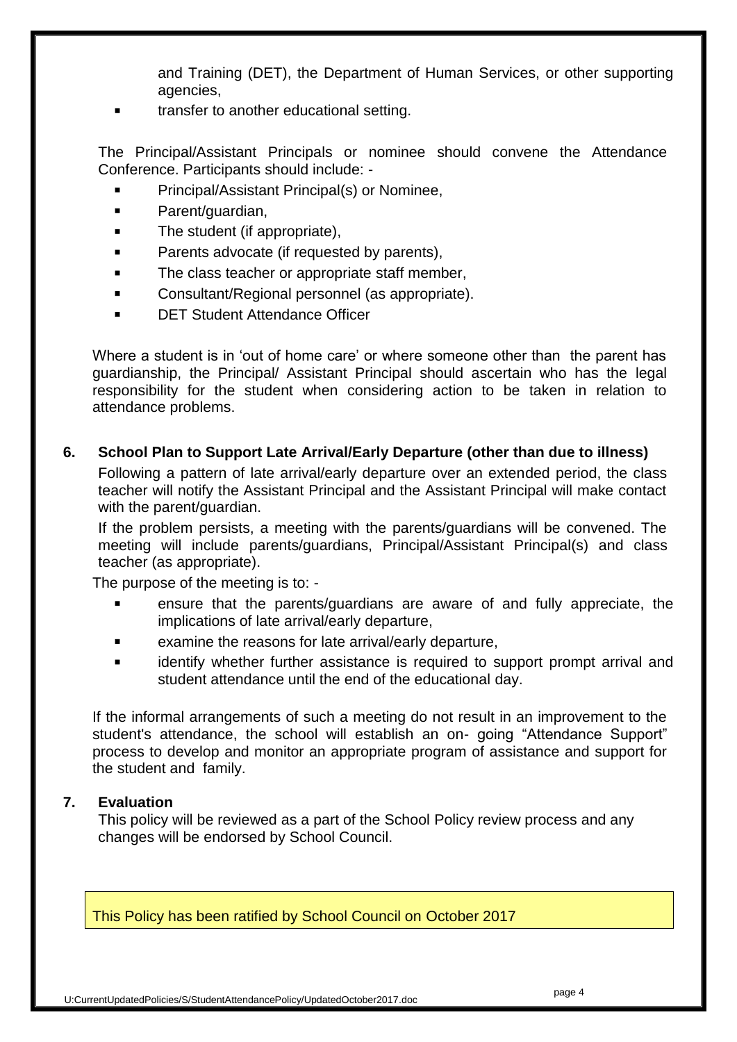and Training (DET), the Department of Human Services, or other supporting agencies,

- transfer to another educational setting.

The Principal/Assistant Principals or nominee should convene the Attendance Conference. Participants should include: -

- Principal/Assistant Principal(s) or Nominee,
- Parent/guardian,
- The student (if appropriate),
- Parents advocate (if requested by parents),
- The class teacher or appropriate staff member,
- Consultant/Regional personnel (as appropriate).
- DET Student Attendance Officer

Where a student is in 'out of home care' or where someone other than the parent has guardianship, the Principal/ Assistant Principal should ascertain who has the legal responsibility for the student when considering action to be taken in relation to attendance problems.

### 6. School Plan to Support Late Arrival/Early Departure (other than due to illness)

Following a pattern of late arrival/early departure over an extended period, the class teacher will notify the Assistant Principal and the Assistant Principal will make contact with the parent/guardian.

If the problem persists, a meeting with the parents/guardians will be convened. The meeting will include parents/guardians, Principal/Assistant Principal(s) and class teacher (as appropriate).

The purpose of the meeting is to: -

- ensure that the parents/guardians are aware of and fully appreciate, the implications of late arrival/early departure,
- examine the reasons for late arrival/early departure,
- identify whether further assistance is required to support prompt arrival and student attendance until the end of the educational day.

If the informal arrangements of such a meeting do not result in an improvement to the student's attendance, the school will establish an on- going "Attendance Support" process to develop and monitor an appropriate program of assistance and support for the student and family.

### 7. Evaluation

This policy will be reviewed as a part of the School Policy review process and any changes will be endorsed by School Council.

This Policy has been ratified by School Council on October 2017

U:CurrentUpdatedPolicies/S/StudentAttendancePolicy/UpdatedOctober2017.doc